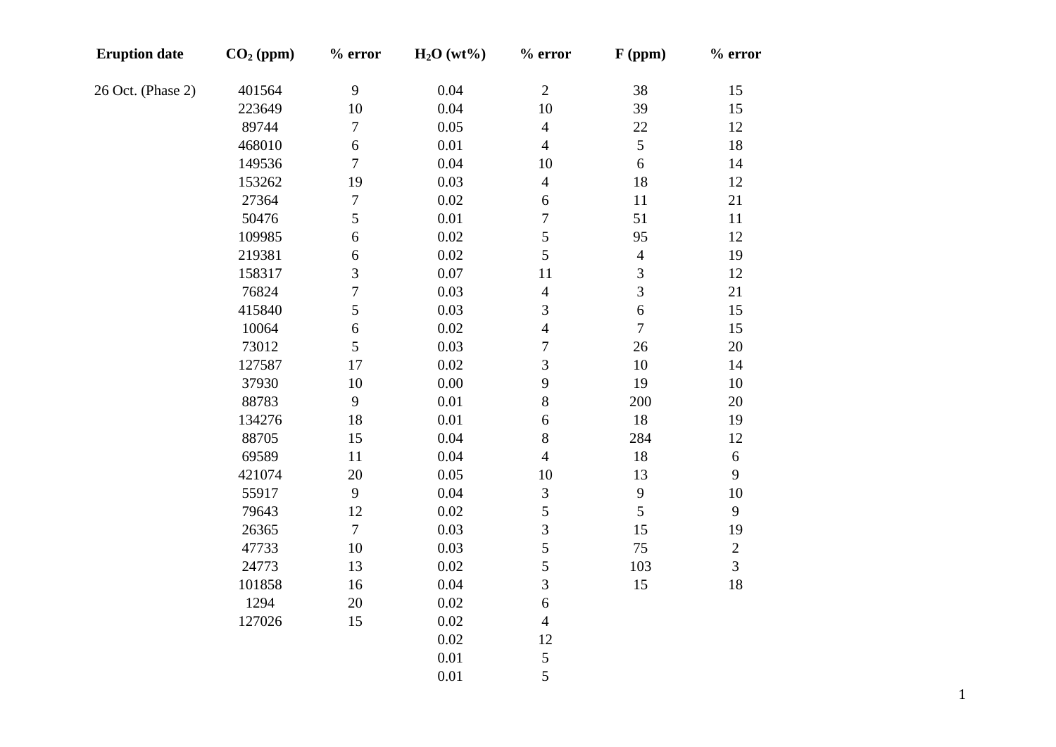| Eruption date | $CO_2$ (ppm) | % error | $H_2O$ (wt%) | % error | F (ppm) | % error |
|---|---|---|---|---|---|---|
| 26 Oct. (Phase 2) | 401564 | 9 | 0.04 | 2 | 38 | 15 |
| | 223649 | 10 | 0.04 | 10 | 39 | 15 |
| | 89744 | 7 | 0.05 | 4 | 22 | 12 |
| | 468010 | 6 | 0.01 | 4 | 5 | 18 |
| | 149536 | 7 | 0.04 | 10 | 6 | 14 |
| | 153262 | 19 | 0.03 | 4 | 18 | 12 |
| | 27364 | 7 | 0.02 | 6 | 11 | 21 |
| | 50476 | 5 | 0.01 | 7 | 51 | 11 |
| | 109985 | 6 | 0.02 | 5 | 95 | 12 |
| | 219381 | 6 | 0.02 | 5 | 4 | 19 |
| | 158317 | 3 | 0.07 | 11 | 3 | 12 |
| | 76824 | 7 | 0.03 | 4 | 3 | 21 |
| | 415840 | 5 | 0.03 | 3 | 6 | 15 |
| | 10064 | 6 | 0.02 | 4 | 7 | 15 |
| | 73012 | 5 | 0.03 | 7 | 26 | 20 |
| | 127587 | 17 | 0.02 | 3 | 10 | 14 |
| | 37930 | 10 | 0.00 | 9 | 19 | 10 |
| | 88783 | 9 | 0.01 | 8 | 200 | 20 |
| | 134276 | 18 | 0.01 | 6 | 18 | 19 |
| | 88705 | 15 | 0.04 | 8 | 284 | 12 |
| | 69589 | 11 | 0.04 | 4 | 18 | 6 |
| | 421074 | 20 | 0.05 | 10 | 13 | 9 |
| | 55917 | 9 | 0.04 | 3 | 9 | 10 |
| | 79643 | 12 | 0.02 | 5 | 5 | 9 |
| | 26365 | 7 | 0.03 | 3 | 15 | 19 |
| | 47733 | 10 | 0.03 | 5 | 75 | 2 |
| | 24773 | 13 | 0.02 | 5 | 103 | 3 |
| | 101858 | 16 | 0.04 | 3 | 15 | 18 |
| | 1294 | 20 | 0.02 | 6 | | |
| | 127026 | 15 | 0.02 | 4 | | |
| | | | 0.02 | 12 | | |
| | | | 0.01 | 5 | | |
| | | | 0.01 | 5 | | |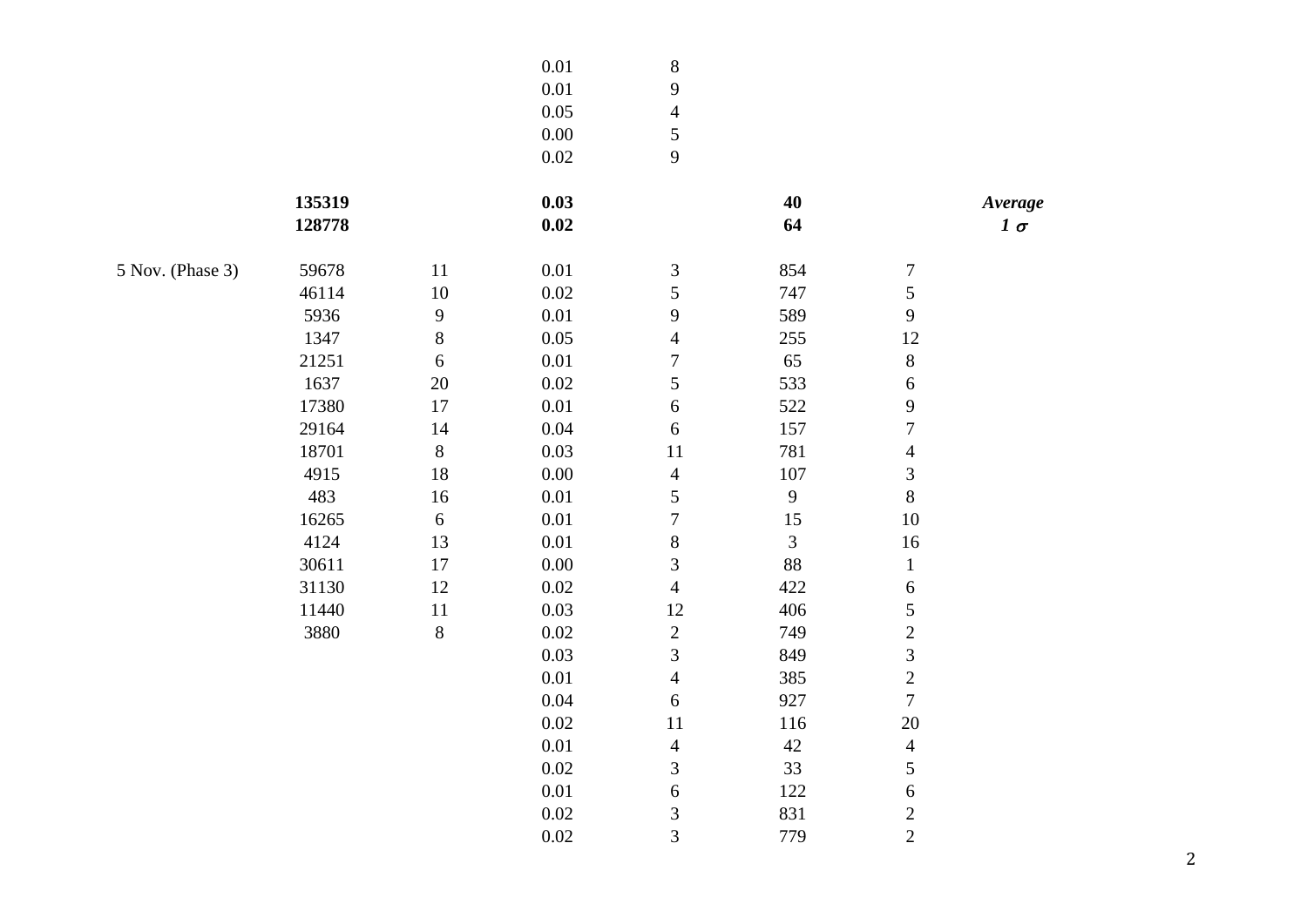| | | | | | | | |
|---|---|---|---|---|---|---|---|
| | | | 0.01 | 8 | | | |
| | | | 0.01 | 9 | | | |
| | | | 0.05 | 4 | | | |
| | | | 0.00 | 5 | | | |
| | | | 0.02 | 9 | | | |
| | **135319** | | **0.03** | | **40** | | ***Average*** |
| | **128778** | | **0.02** | | **64** | | ***1 $\sigma$*** |
| 5 Nov. (Phase 3) | 59678 | 11 | 0.01 | 3 | 854 | 7 | |
| | 46114 | 10 | 0.02 | 5 | 747 | 5 | |
| | 5936 | 9 | 0.01 | 9 | 589 | 9 | |
| | 1347 | 8 | 0.05 | 4 | 255 | 12 | |
| | 21251 | 6 | 0.01 | 7 | 65 | 8 | |
| | 1637 | 20 | 0.02 | 5 | 533 | 6 | |
| | 17380 | 17 | 0.01 | 6 | 522 | 9 | |
| | 29164 | 14 | 0.04 | 6 | 157 | 7 | |
| | 18701 | 8 | 0.03 | 11 | 781 | 4 | |
| | 4915 | 18 | 0.00 | 4 | 107 | 3 | |
| | 483 | 16 | 0.01 | 5 | 9 | 8 | |
| | 16265 | 6 | 0.01 | 7 | 15 | 10 | |
| | 4124 | 13 | 0.01 | 8 | 3 | 16 | |
| | 30611 | 17 | 0.00 | 3 | 88 | 1 | |
| | 31130 | 12 | 0.02 | 4 | 422 | 6 | |
| | 11440 | 11 | 0.03 | 12 | 406 | 5 | |
| | 3880 | 8 | 0.02 | 2 | 749 | 2 | |
| | | | 0.03 | 3 | 849 | 3 | |
| | | | 0.01 | 4 | 385 | 2 | |
| | | | 0.04 | 6 | 927 | 7 | |
| | | | 0.02 | 11 | 116 | 20 | |
| | | | 0.01 | 4 | 42 | 4 | |
| | | | 0.02 | 3 | 33 | 5 | |
| | | | 0.01 | 6 | 122 | 6 | |
| | | | 0.02 | 3 | 831 | 2 | |
| | | | 0.02 | 3 | 779 | 2 | |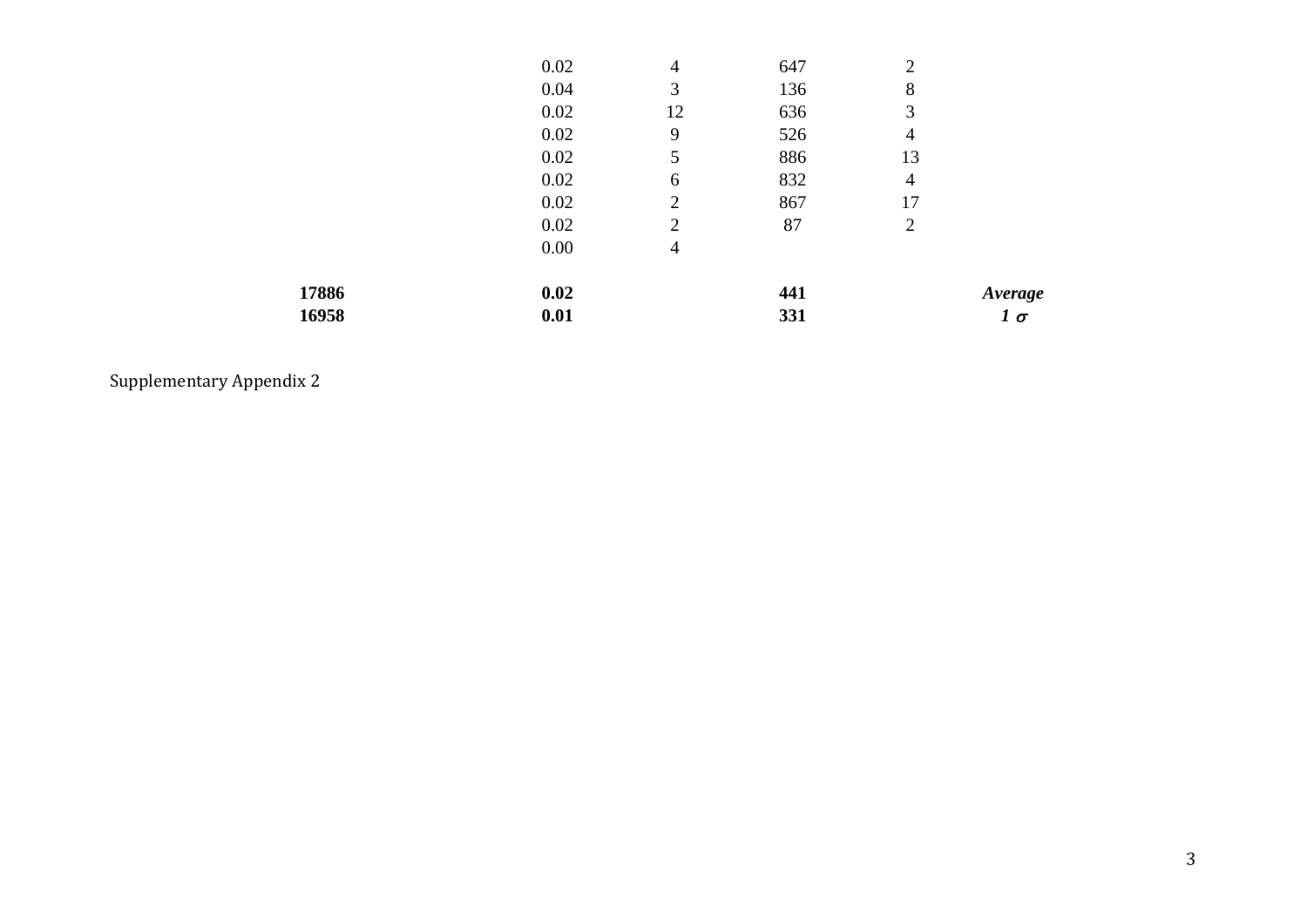| | | | | | |
|---|---|---|---|---|---|
| | 0.02 | 4 | 647 | 2 | |
| | 0.04 | 3 | 136 | 8 | |
| | 0.02 | 12 | 636 | 3 | |
| | 0.02 | 9 | 526 | 4 | |
| | 0.02 | 5 | 886 | 13 | |
| | 0.02 | 6 | 832 | 4 | |
| | 0.02 | 2 | 867 | 17 | |
| | 0.02 | 2 | 87 | 2 | |
| | 0.00 | 4 | | | |
| **17886** | **0.02** | | **441** | | ***Average*** |
| **16958** | **0.01** | | **331** | | ***1 $\sigma$*** |

Supplementary Appendix 2